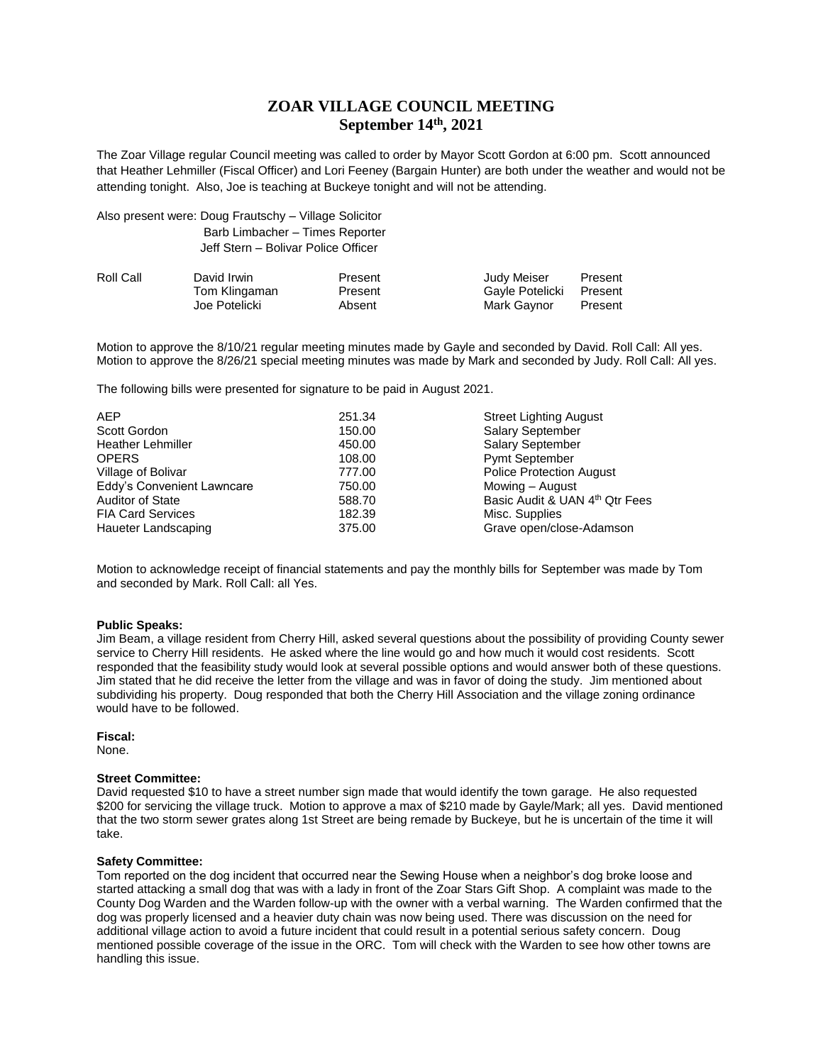# ZOAR VILLAGE COUNCIL MEETING
## September 14th, 2021

The Zoar Village regular Council meeting was called to order by Mayor Scott Gordon at 6:00 pm. Scott announced that Heather Lehmiller (Fiscal Officer) and Lori Feeney (Bargain Hunter) are both under the weather and would not be attending tonight. Also, Joe is teaching at Buckeye tonight and will not be attending.

Also present were: Doug Frautschy – Village Solicitor
Barb Limbacher – Times Reporter
Jeff Stern – Bolivar Police Officer

| Roll Call | | | | |
|---|---|---|---|---|
| | David Irwin | Present | Judy Meiser | Present |
| | Tom Klingaman | Present | Gayle Potelicki | Present |
| | Joe Potelicki | Absent | Mark Gaynor | Present |

Motion to approve the 8/10/21 regular meeting minutes made by Gayle and seconded by David. Roll Call: All yes.
Motion to approve the 8/26/21 special meeting minutes was made by Mark and seconded by Judy. Roll Call: All yes.

The following bills were presented for signature to be paid in August 2021.

| | | |
|---|---|---|
| AEP | 251.34 | Street Lighting August |
| Scott Gordon | 150.00 | Salary September |
| Heather Lehmiller | 450.00 | Salary September |
| OPERS | 108.00 | Pymt September |
| Village of Bolivar | 777.00 | Police Protection August |
| Eddy's Convenient Lawncare | 750.00 | Mowing – August |
| Auditor of State | 588.70 | Basic Audit & UAN 4th Qtr Fees |
| FIA Card Services | 182.39 | Misc. Supplies |
| Haueter Landscaping | 375.00 | Grave open/close-Adamson |

Motion to acknowledge receipt of financial statements and pay the monthly bills for September was made by Tom and seconded by Mark. Roll Call: all Yes.

**Public Speaks:**
Jim Beam, a village resident from Cherry Hill, asked several questions about the possibility of providing County sewer service to Cherry Hill residents. He asked where the line would go and how much it would cost residents. Scott responded that the feasibility study would look at several possible options and would answer both of these questions. Jim stated that he did receive the letter from the village and was in favor of doing the study. Jim mentioned about subdividing his property. Doug responded that both the Cherry Hill Association and the village zoning ordinance would have to be followed.

**Fiscal:**
None.

**Street Committee:**
David requested $10 to have a street number sign made that would identify the town garage. He also requested $200 for servicing the village truck. Motion to approve a max of $210 made by Gayle/Mark; all yes. David mentioned that the two storm sewer grates along 1st Street are being remade by Buckeye, but he is uncertain of the time it will take.

**Safety Committee:**
Tom reported on the dog incident that occurred near the Sewing House when a neighbor's dog broke loose and started attacking a small dog that was with a lady in front of the Zoar Stars Gift Shop. A complaint was made to the County Dog Warden and the Warden follow-up with the owner with a verbal warning. The Warden confirmed that the dog was properly licensed and a heavier duty chain was now being used. There was discussion on the need for additional village action to avoid a future incident that could result in a potential serious safety concern. Doug mentioned possible coverage of the issue in the ORC. Tom will check with the Warden to see how other towns are handling this issue.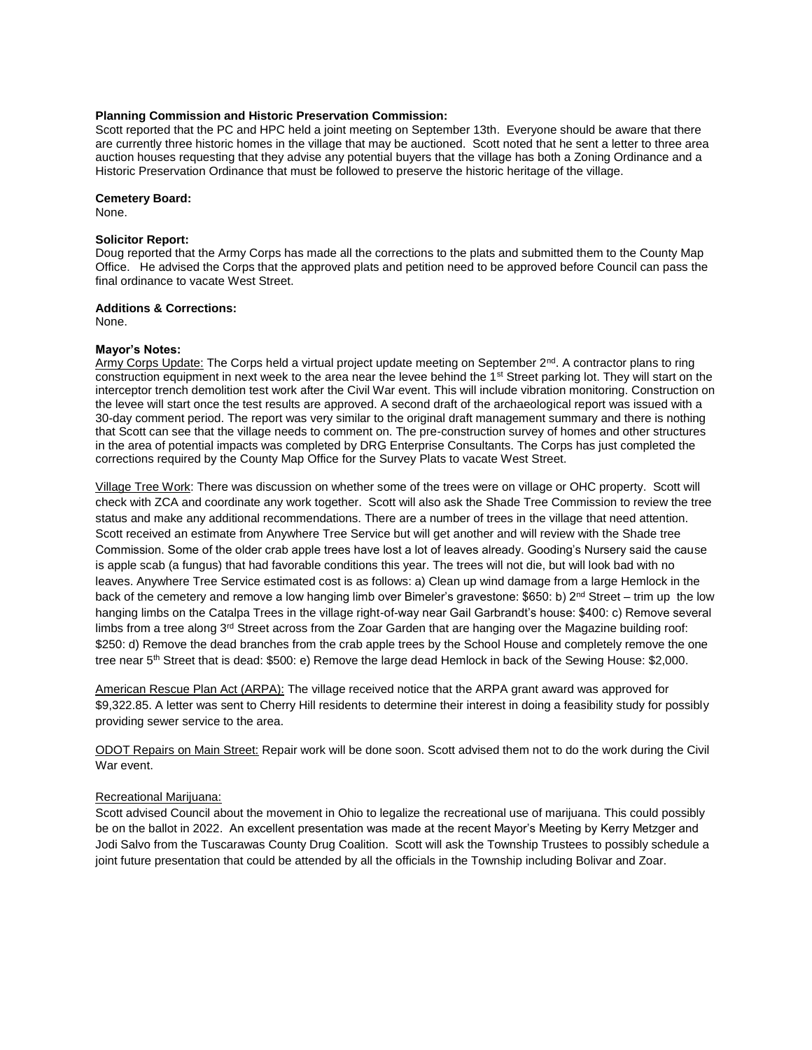**Planning Commission and Historic Preservation Commission:**
Scott reported that the PC and HPC held a joint meeting on September 13th. Everyone should be aware that there are currently three historic homes in the village that may be auctioned. Scott noted that he sent a letter to three area auction houses requesting that they advise any potential buyers that the village has both a Zoning Ordinance and a Historic Preservation Ordinance that must be followed to preserve the historic heritage of the village.

**Cemetery Board:**
None.

**Solicitor Report:**
Doug reported that the Army Corps has made all the corrections to the plats and submitted them to the County Map Office. He advised the Corps that the approved plats and petition need to be approved before Council can pass the final ordinance to vacate West Street.

**Additions & Corrections:**
None.

**Mayor's Notes:**
Army Corps Update: The Corps held a virtual project update meeting on September 2nd. A contractor plans to ring construction equipment in next week to the area near the levee behind the 1st Street parking lot. They will start on the interceptor trench demolition test work after the Civil War event. This will include vibration monitoring. Construction on the levee will start once the test results are approved. A second draft of the archaeological report was issued with a 30-day comment period. The report was very similar to the original draft management summary and there is nothing that Scott can see that the village needs to comment on. The pre-construction survey of homes and other structures in the area of potential impacts was completed by DRG Enterprise Consultants. The Corps has just completed the corrections required by the County Map Office for the Survey Plats to vacate West Street.

Village Tree Work: There was discussion on whether some of the trees were on village or OHC property. Scott will check with ZCA and coordinate any work together. Scott will also ask the Shade Tree Commission to review the tree status and make any additional recommendations. There are a number of trees in the village that need attention. Scott received an estimate from Anywhere Tree Service but will get another and will review with the Shade tree Commission. Some of the older crab apple trees have lost a lot of leaves already. Gooding's Nursery said the cause is apple scab (a fungus) that had favorable conditions this year. The trees will not die, but will look bad with no leaves. Anywhere Tree Service estimated cost is as follows: a) Clean up wind damage from a large Hemlock in the back of the cemetery and remove a low hanging limb over Bimeler's gravestone: $650: b) 2nd Street – trim up the low hanging limbs on the Catalpa Trees in the village right-of-way near Gail Garbrandt's house: $400: c) Remove several limbs from a tree along 3rd Street across from the Zoar Garden that are hanging over the Magazine building roof: $250: d) Remove the dead branches from the crab apple trees by the School House and completely remove the one tree near 5th Street that is dead: $500: e) Remove the large dead Hemlock in back of the Sewing House: $2,000.

American Rescue Plan Act (ARPA): The village received notice that the ARPA grant award was approved for $9,322.85. A letter was sent to Cherry Hill residents to determine their interest in doing a feasibility study for possibly providing sewer service to the area.

ODOT Repairs on Main Street: Repair work will be done soon. Scott advised them not to do the work during the Civil War event.

Recreational Marijuana:
Scott advised Council about the movement in Ohio to legalize the recreational use of marijuana. This could possibly be on the ballot in 2022. An excellent presentation was made at the recent Mayor's Meeting by Kerry Metzger and Jodi Salvo from the Tuscarawas County Drug Coalition. Scott will ask the Township Trustees to possibly schedule a joint future presentation that could be attended by all the officials in the Township including Bolivar and Zoar.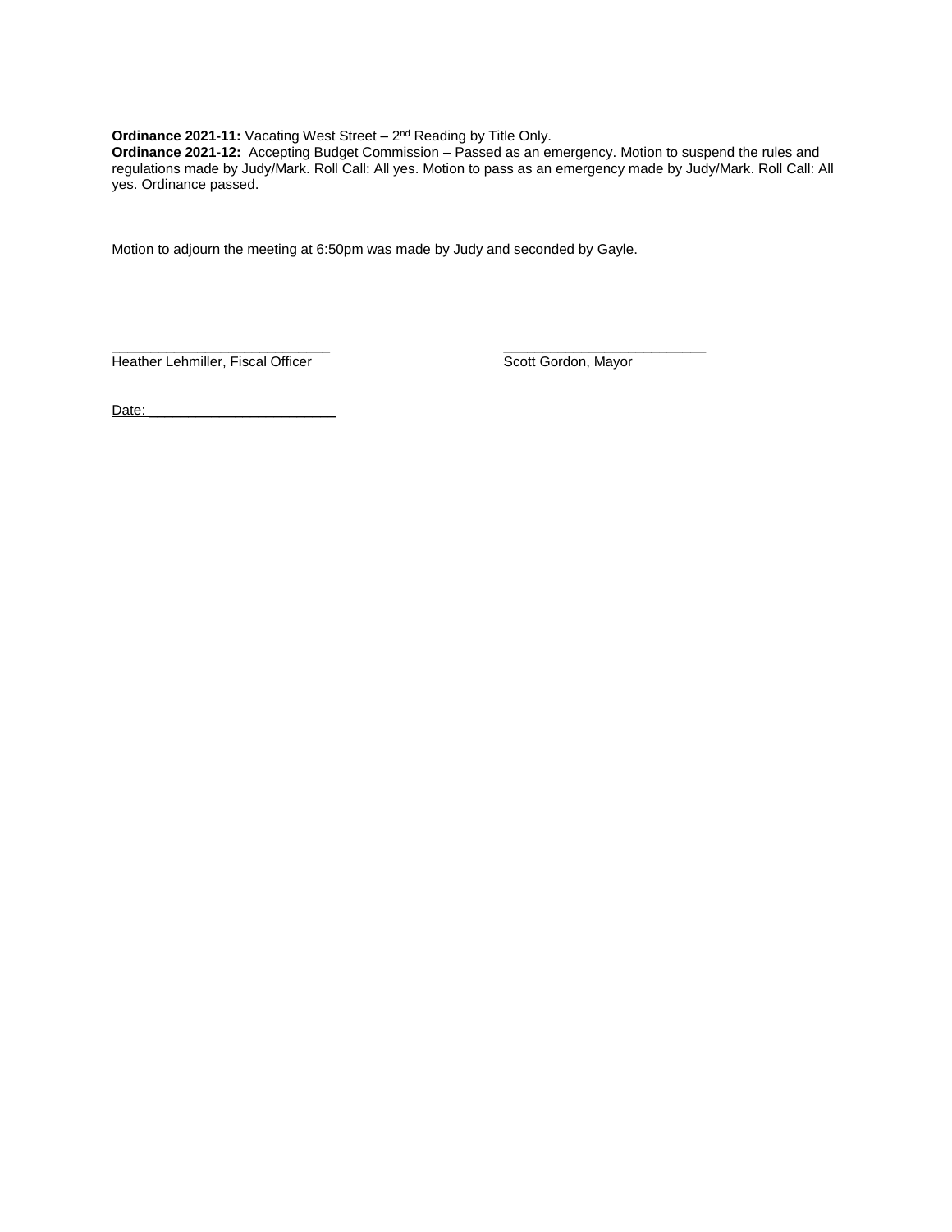**Ordinance 2021-11:** Vacating West Street – 2nd Reading by Title Only.
**Ordinance 2021-12:** Accepting Budget Commission – Passed as an emergency. Motion to suspend the rules and regulations made by Judy/Mark. Roll Call: All yes. Motion to pass as an emergency made by Judy/Mark. Roll Call: All yes. Ordinance passed.

Motion to adjourn the meeting at 6:50pm was made by Judy and seconded by Gayle.

\_\_\_\_\_\_\_\_\_\_\_\_\_\_\_\_\_\_\_\_\_\_\_\_\_\_\_\_
Heather Lehmiller, Fiscal Officer

\_\_\_\_\_\_\_\_\_\_\_\_\_\_\_\_\_\_\_\_\_\_\_\_\_\_\_
Scott Gordon, Mayor

Date: \_\_\_\_\_\_\_\_\_\_\_\_\_\_\_\_\_\_\_\_\_\_\_\_